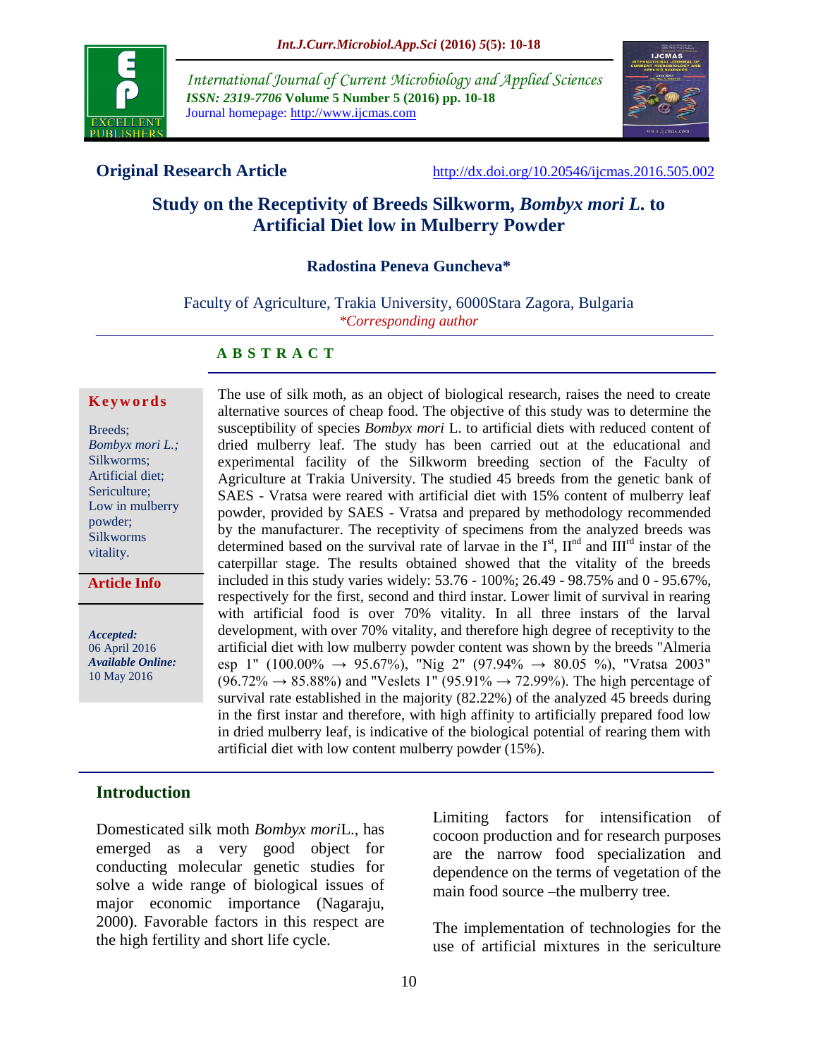International Journal of Current Microbiology and Applied Sciences
*ISSN: 2319-7706* **Volume 5 Number 5 (2016) pp. 10-18**
Journal homepage: http://www.ijcmas.com

**Original Research Article** http://dx.doi.org/10.20546/ijcmas.2016.505.002

# Study on the Receptivity of Breeds Silkworm, *Bombyx mori L.* to Artificial Diet low in Mulberry Powder

**Radostina Peneva Guncheva***

Faculty of Agriculture, Trakia University, 6000Stara Zagora, Bulgaria
*\*Corresponding author*

## A B S T R A C T

**Keywords**

Breeds; *Bombyx mori L.;* Silkworms; Artificial diet; Sericulture; Low in mulberry powder; Silkworms vitality.

**Article Info**

***Accepted:*** 06 April 2016
***Available Online:*** 10 May 2016

The use of silk moth, as an object of biological research, raises the need to create alternative sources of cheap food. The objective of this study was to determine the susceptibility of species *Bombyx mori* L. to artificial diets with reduced content of dried mulberry leaf. The study has been carried out at the educational and experimental facility of the Silkworm breeding section of the Faculty of Agriculture at Trakia University. The studied 45 breeds from the genetic bank of SAES - Vratsa were reared with artificial diet with 15% content of mulberry leaf powder, provided by SAES - Vratsa and prepared by methodology recommended by the manufacturer. The receptivity of specimens from the analyzed breeds was determined based on the survival rate of larvae in the I[st], II[nd] and III[rd] instar of the caterpillar stage. The results obtained showed that the vitality of the breeds included in this study varies widely: 53.76 - 100%; 26.49 - 98.75% and 0 - 95.67%, respectively for the first, second and third instar. Lower limit of survival in rearing with artificial food is over 70% vitality. In all three instars of the larval development, with over 70% vitality, and therefore high degree of receptivity to the artificial diet with low mulberry powder content was shown by the breeds "Almeria esp 1" (100.00% → 95.67%), "Nig 2" (97.94% → 80.05 %), "Vratsa 2003" (96.72% → 85.88%) and "Veslets 1" (95.91% → 72.99%). The high percentage of survival rate established in the majority (82.22%) of the analyzed 45 breeds during in the first instar and therefore, with high affinity to artificially prepared food low in dried mulberry leaf, is indicative of the biological potential of rearing them with artificial diet with low content mulberry powder (15%).

## Introduction

Domesticated silk moth *Bombyx mori*L., has emerged as a very good object for conducting molecular genetic studies for solve a wide range of biological issues of major economic importance (Nagaraju, 2000). Favorable factors in this respect are the high fertility and short life cycle.

Limiting factors for intensification of cocoon production and for research purposes are the narrow food specialization and dependence on the terms of vegetation of the main food source –the mulberry tree.

The implementation of technologies for the use of artificial mixtures in the sericulture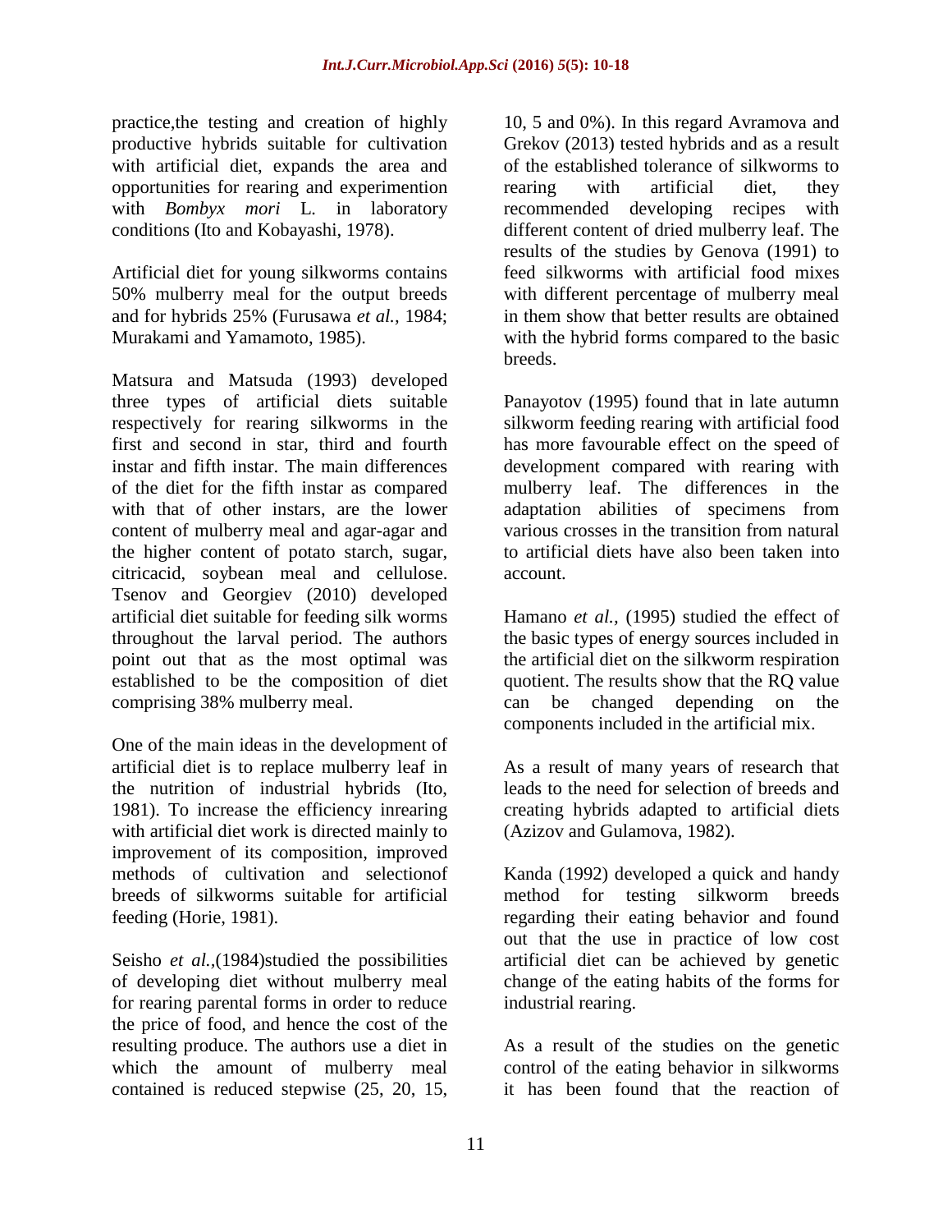practice,the testing and creation of highly productive hybrids suitable for cultivation with artificial diet, expands the area and opportunities for rearing and experimention with *Bombyx mori* L. in laboratory conditions (Ito and Kobayashi, 1978).

Artificial diet for young silkworms contains 50% mulberry meal for the output breeds and for hybrids 25% (Furusawa *et al.,* 1984; Murakami and Yamamoto, 1985).

Matsura and Matsuda (1993) developed three types of artificial diets suitable respectively for rearing silkworms in the first and second in star, third and fourth instar and fifth instar. The main differences of the diet for the fifth instar as compared with that of other instars, are the lower content of mulberry meal and agar-agar and the higher content of potato starch, sugar, citricacid, soybean meal and cellulose. Tsenov and Georgiev (2010) developed artificial diet suitable for feeding silk worms throughout the larval period. The authors point out that as the most optimal was established to be the composition of diet comprising 38% mulberry meal.

One of the main ideas in the development of artificial diet is to replace mulberry leaf in the nutrition of industrial hybrids (Ito, 1981). To increase the efficiency inrearing with artificial diet work is directed mainly to improvement of its composition, improved methods of cultivation and selectionof breeds of silkworms suitable for artificial feeding (Horie, 1981).

Seisho *et al.,*(1984)studied the possibilities of developing diet without mulberry meal for rearing parental forms in order to reduce the price of food, and hence the cost of the resulting produce. The authors use a diet in which the amount of mulberry meal contained is reduced stepwise (25, 20, 15, 10, 5 and 0%). In this regard Avramova and Grekov (2013) tested hybrids and as a result of the established tolerance of silkworms to rearing with artificial diet, they recommended developing recipes with different content of dried mulberry leaf. The results of the studies by Genova (1991) to feed silkworms with artificial food mixes with different percentage of mulberry meal in them show that better results are obtained with the hybrid forms compared to the basic breeds.

Panayotov (1995) found that in late autumn silkworm feeding rearing with artificial food has more favourable effect on the speed of development compared with rearing with mulberry leaf. The differences in the adaptation abilities of specimens from various crosses in the transition from natural to artificial diets have also been taken into account.

Hamano *et al.,* (1995) studied the effect of the basic types of energy sources included in the artificial diet on the silkworm respiration quotient. The results show that the RQ value can be changed depending on the components included in the artificial mix.

As a result of many years of research that leads to the need for selection of breeds and creating hybrids adapted to artificial diets (Azizov and Gulamova, 1982).

Kanda (1992) developed a quick and handy method for testing silkworm breeds regarding their eating behavior and found out that the use in practice of low cost artificial diet can be achieved by genetic change of the eating habits of the forms for industrial rearing.

As a result of the studies on the genetic control of the eating behavior in silkworms it has been found that the reaction of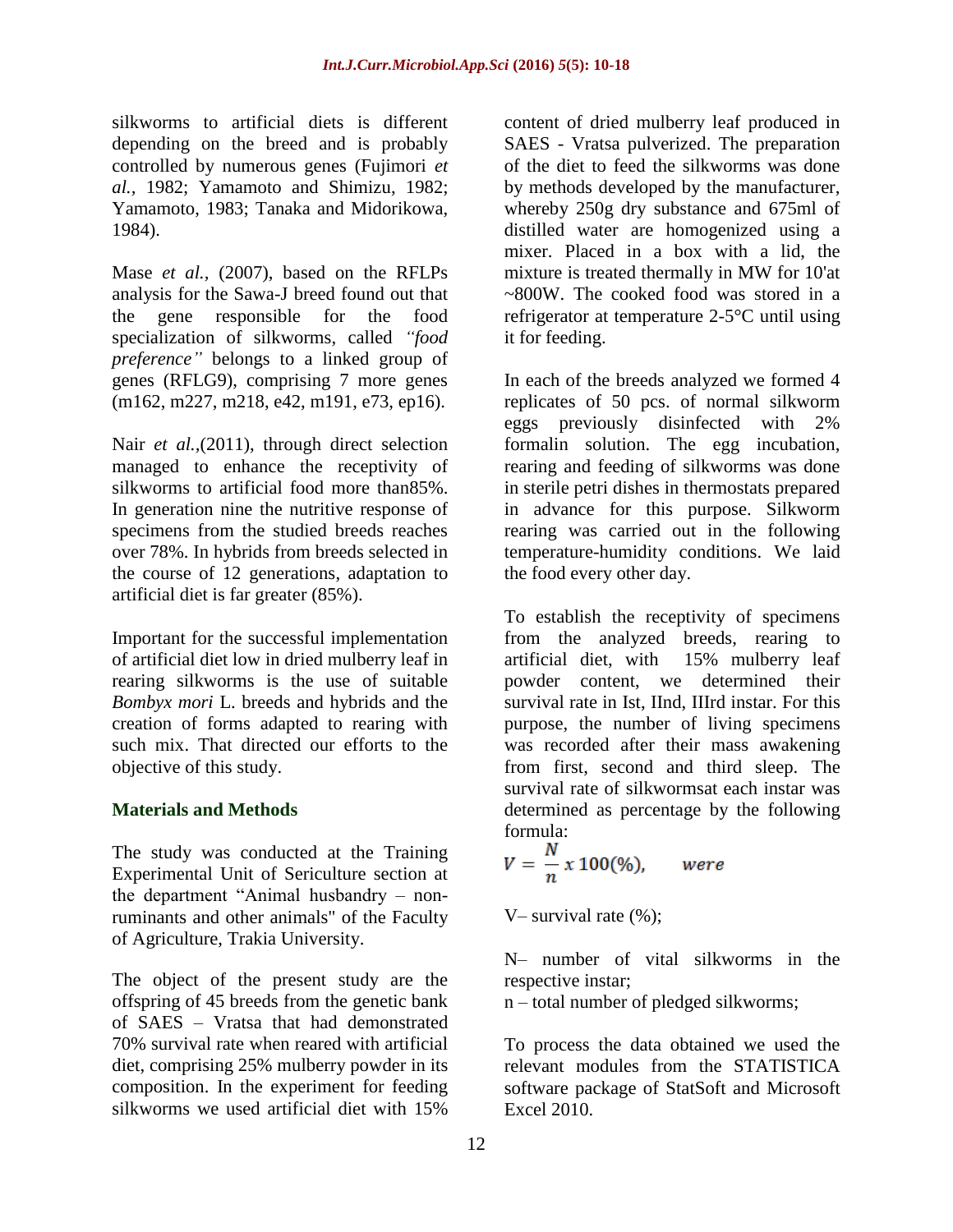silkworms to artificial diets is different depending on the breed and is probably controlled by numerous genes (Fujimori *et al.,* 1982; Yamamoto and Shimizu, 1982; Yamamoto, 1983; Tanaka and Midorikowa, 1984).

Mase *et al.,* (2007), based on the RFLPs analysis for the Sawa-J breed found out that the gene responsible for the food specialization of silkworms, called *"food preference"* belongs to a linked group of genes (RFLG9), comprising 7 more genes (m162, m227, m218, e42, m191, e73, ep16).

Nair *et al.,*(2011), through direct selection managed to enhance the receptivity of silkworms to artificial food more than85%. In generation nine the nutritive response of specimens from the studied breeds reaches over 78%. In hybrids from breeds selected in the course of 12 generations, adaptation to artificial diet is far greater (85%).

Important for the successful implementation of artificial diet low in dried mulberry leaf in rearing silkworms is the use of suitable *Bombyx mori* L. breeds and hybrids and the creation of forms adapted to rearing with such mix. That directed our efforts to the objective of this study.

## Materials and Methods

The study was conducted at the Training Experimental Unit of Sericulture section at the department "Animal husbandry – non-ruminants and other animals" of the Faculty of Agriculture, Trakia University.

The object of the present study are the offspring of 45 breeds from the genetic bank of SAES – Vratsa that had demonstrated 70% survival rate when reared with artificial diet, comprising 25% mulberry powder in its composition. In the experiment for feeding silkworms we used artificial diet with 15% content of dried mulberry leaf produced in SAES - Vratsa pulverized. The preparation of the diet to feed the silkworms was done by methods developed by the manufacturer, whereby 250g dry substance and 675ml of distilled water are homogenized using a mixer. Placed in a box with a lid, the mixture is treated thermally in MW for 10'at ~800W. The cooked food was stored in a refrigerator at temperature 2-5°C until using it for feeding.

In each of the breeds analyzed we formed 4 replicates of 50 pcs. of normal silkworm eggs previously disinfected with 2% formalin solution. The egg incubation, rearing and feeding of silkworms was done in sterile petri dishes in thermostats prepared in advance for this purpose. Silkworm rearing was carried out in the following temperature-humidity conditions. We laid the food every other day.

To establish the receptivity of specimens from the analyzed breeds, rearing to artificial diet, with 15% mulberry leaf powder content, we determined their survival rate in Ist, IInd, IIIrd instar. For this purpose, the number of living specimens was recorded after their mass awakening from first, second and third sleep. The survival rate of silkwormsat each instar was determined as percentage by the following formula:

$$V = \frac{N}{n} x\, 100(\%), \qquad were$$

V– survival rate (%);

N– number of vital silkworms in the respective instar;

n – total number of pledged silkworms;

To process the data obtained we used the relevant modules from the STATISTICA software package of StatSoft and Microsoft Excel 2010.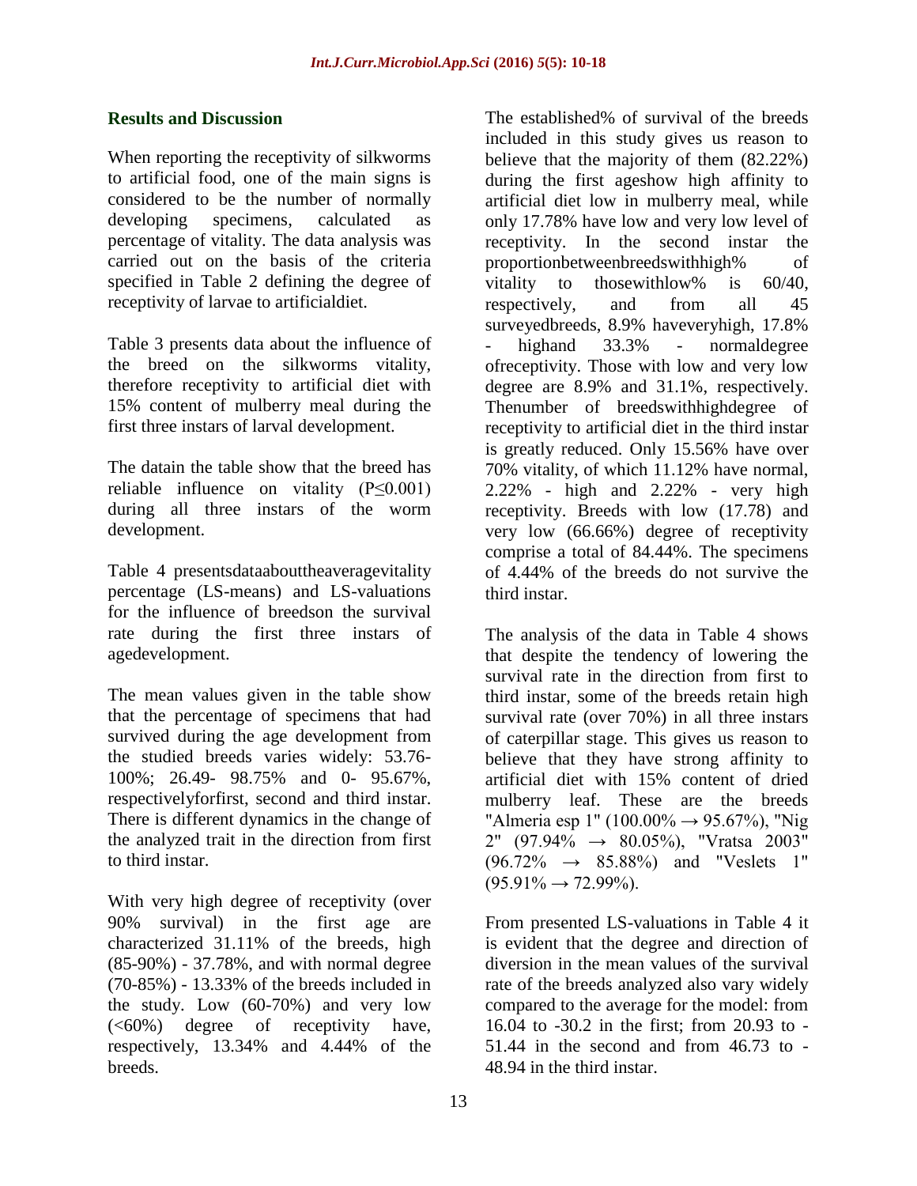## Results and Discussion

When reporting the receptivity of silkworms to artificial food, one of the main signs is considered to be the number of normally developing specimens, calculated as percentage of vitality. The data analysis was carried out on the basis of the criteria specified in Table 2 defining the degree of receptivity of larvae to artificialdiet.

Table 3 presents data about the influence of the breed on the silkworms vitality, therefore receptivity to artificial diet with 15% content of mulberry meal during the first three instars of larval development.

The datain the table show that the breed has reliable influence on vitality ($P \leq 0.001$) during all three instars of the worm development.

Table 4 presentsdataabouttheaveragevitality percentage (LS-means) and LS-valuations for the influence of breedson the survival rate during the first three instars of agedevelopment.

The mean values given in the table show that the percentage of specimens that had survived during the age development from the studied breeds varies widely: 53.76-100%; 26.49- 98.75% and 0- 95.67%, respectivelyforfirst, second and third instar. There is different dynamics in the change of the analyzed trait in the direction from first to third instar.

With very high degree of receptivity (over 90% survival) in the first age are characterized 31.11% of the breeds, high (85-90%) - 37.78%, and with normal degree (70-85%) - 13.33% of the breeds included in the study. Low (60-70%) and very low (<60%) degree of receptivity have, respectively, 13.34% and 4.44% of the breeds.

The established% of survival of the breeds included in this study gives us reason to believe that the majority of them (82.22%) during the first ageshow high affinity to artificial diet low in mulberry meal, while only 17.78% have low and very low level of receptivity. In the second instar the proportionbetweenbreedswithhigh% of vitality to thosewithlow% is 60/40, respectively, and from all 45 surveyedbreeds, 8.9% haveveryhigh, 17.8% - highand 33.3% - normaldegree ofreceptivity. Those with low and very low degree are 8.9% and 31.1%, respectively. Thenumber of breedswithhighdegree of receptivity to artificial diet in the third instar is greatly reduced. Only 15.56% have over 70% vitality, of which 11.12% have normal, 2.22% - high and 2.22% - very high receptivity. Breeds with low (17.78) and very low (66.66%) degree of receptivity comprise a total of 84.44%. The specimens of 4.44% of the breeds do not survive the third instar.

The analysis of the data in Table 4 shows that despite the tendency of lowering the survival rate in the direction from first to third instar, some of the breeds retain high survival rate (over 70%) in all three instars of caterpillar stage. This gives us reason to believe that they have strong affinity to artificial diet with 15% content of dried mulberry leaf. These are the breeds "Almeria esp 1" (100.00% → 95.67%), "Nig 2" (97.94% → 80.05%), "Vratsa 2003" (96.72% → 85.88%) and "Veslets 1" (95.91% → 72.99%).

From presented LS-valuations in Table 4 it is evident that the degree and direction of diversion in the mean values of the survival rate of the breeds analyzed also vary widely compared to the average for the model: from 16.04 to -30.2 in the first; from 20.93 to -51.44 in the second and from 46.73 to -48.94 in the third instar.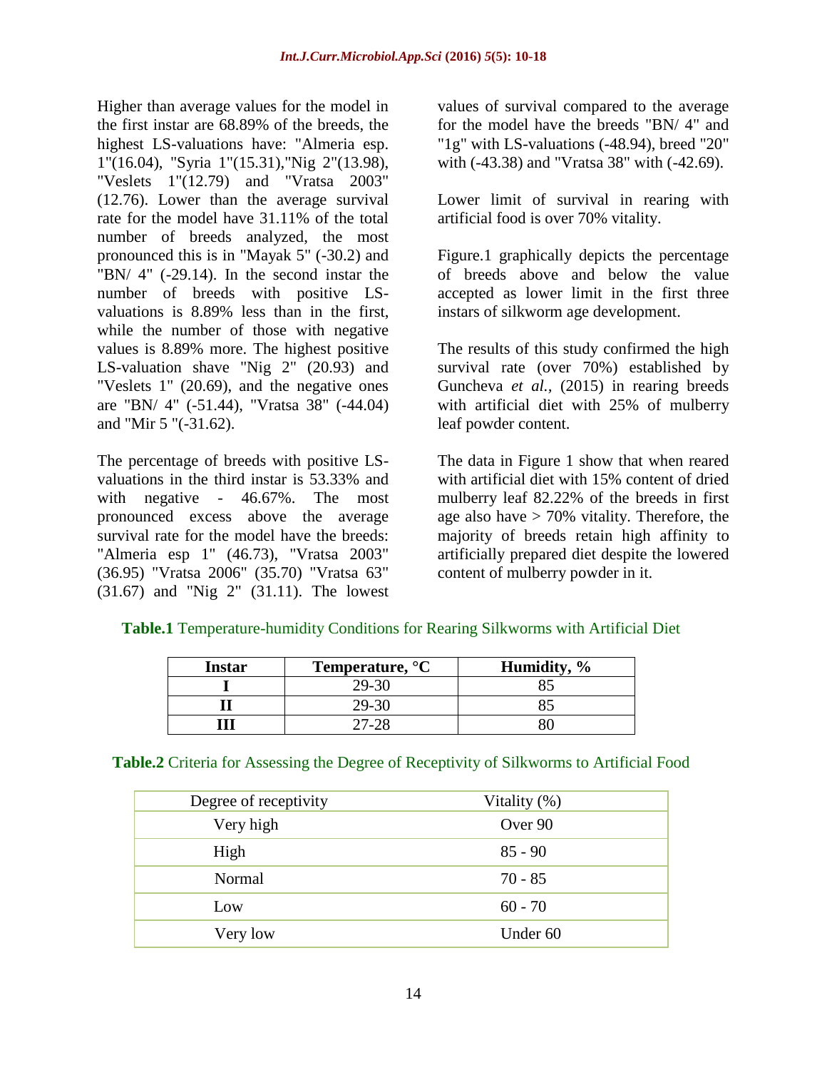Higher than average values for the model in the first instar are 68.89% of the breeds, the highest LS-valuations have: "Almeria esp. 1"(16.04), "Syria 1"(15.31),"Nig 2"(13.98), "Veslets 1"(12.79) and "Vratsa 2003" (12.76). Lower than the average survival rate for the model have 31.11% of the total number of breeds analyzed, the most pronounced this is in "Mayak 5" (-30.2) and "BN/ 4" (-29.14). In the second instar the number of breeds with positive LS-valuations is 8.89% less than in the first, while the number of those with negative values is 8.89% more. The highest positive LS-valuation shave "Nig 2" (20.93) and "Veslets 1" (20.69), and the negative ones are "BN/ 4" (-51.44), "Vratsa 38" (-44.04) and "Mir 5 "(-31.62).

The percentage of breeds with positive LS-valuations in the third instar is 53.33% and with negative - 46.67%. The most pronounced excess above the average survival rate for the model have the breeds: "Almeria esp 1" (46.73), "Vratsa 2003" (36.95) "Vratsa 2006" (35.70) "Vratsa 63" (31.67) and "Nig 2" (31.11). The lowest values of survival compared to the average for the model have the breeds "BN/ 4" and "1g" with LS-valuations (-48.94), breed "20" with (-43.38) and "Vratsa 38" with (-42.69).

Lower limit of survival in rearing with artificial food is over 70% vitality.

Figure.1 graphically depicts the percentage of breeds above and below the value accepted as lower limit in the first three instars of silkworm age development.

The results of this study confirmed the high survival rate (over 70%) established by Guncheva *et al.,* (2015) in rearing breeds with artificial diet with 25% of mulberry leaf powder content.

The data in Figure 1 show that when reared with artificial diet with 15% content of dried mulberry leaf 82.22% of the breeds in first age also have > 70% vitality. Therefore, the majority of breeds retain high affinity to artificially prepared diet despite the lowered content of mulberry powder in it.

**Table.1** Temperature-humidity Conditions for Rearing Silkworms with Artificial Diet

| Instar | Temperature, °C | Humidity, % |
|---|---|---|
| I | 29-30 | 85 |
| II | 29-30 | 85 |
| III | 27-28 | 80 |

**Table.2** Criteria for Assessing the Degree of Receptivity of Silkworms to Artificial Food

| Degree of receptivity | Vitality (%) |
|---|---|
| Very high | Over 90 |
| High | 85 - 90 |
| Normal | 70 - 85 |
| Low | 60 - 70 |
| Very low | Under 60 |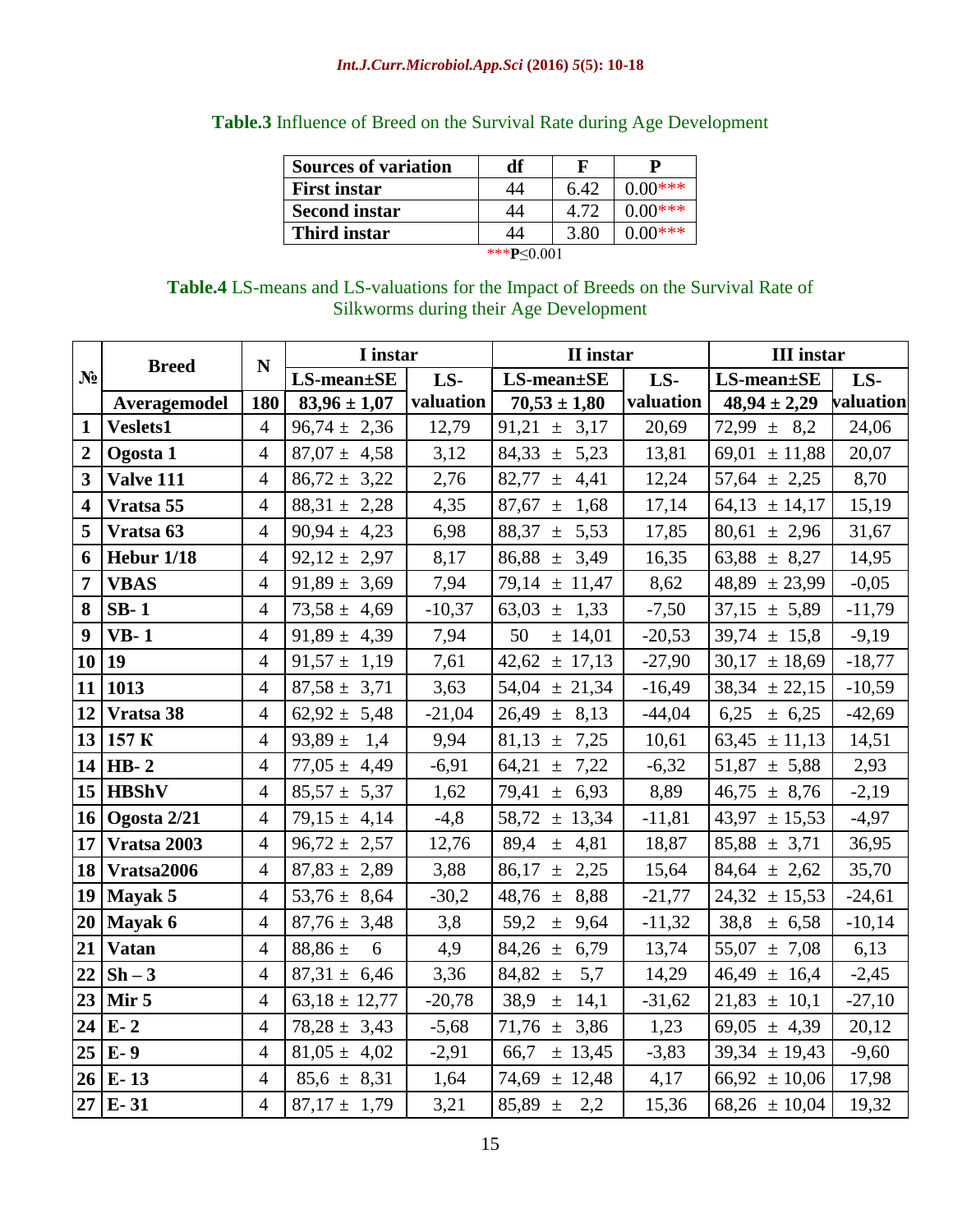**Table.3** Influence of Breed on the Survival Rate during Age Development

| Sources of variation | df | F | P |
|---|---|---|---|
| **First instar** | 44 | 6.42 | 0.00*** |
| **Second instar** | 44 | 4.72 | 0.00*** |
| **Third instar** | 44 | 3.80 | 0.00*** |

***$P \leq 0.001$

**Table.4** LS-means and LS-valuations for the Impact of Breeds on the Survival Rate of Silkworms during their Age Development

| № | Breed | N | I instar | | II instar | | III instar | |
|---|---|---|---|---|---|---|---|---|
| | | | LS-mean±SE | LS-valuation | LS-mean±SE | LS-valuation | LS-mean±SE | LS-valuation |
| | **Averagemodel** | **180** | **83,96 ± 1,07** | | **70,53 ± 1,80** | | **48,94 ± 2,29** | |
| 1 | **Veslets1** | 4 | 96,74 ± 2,36 | 12,79 | 91,21 ± 3,17 | 20,69 | 72,99 ± 8,2 | 24,06 |
| 2 | **Ogosta 1** | 4 | 87,07 ± 4,58 | 3,12 | 84,33 ± 5,23 | 13,81 | 69,01 ± 11,88 | 20,07 |
| 3 | **Valve 111** | 4 | 86,72 ± 3,22 | 2,76 | 82,77 ± 4,41 | 12,24 | 57,64 ± 2,25 | 8,70 |
| 4 | **Vratsa 55** | 4 | 88,31 ± 2,28 | 4,35 | 87,67 ± 1,68 | 17,14 | 64,13 ± 14,17 | 15,19 |
| 5 | **Vratsa 63** | 4 | 90,94 ± 4,23 | 6,98 | 88,37 ± 5,53 | 17,85 | 80,61 ± 2,96 | 31,67 |
| 6 | **Hebur 1/18** | 4 | 92,12 ± 2,97 | 8,17 | 86,88 ± 3,49 | 16,35 | 63,88 ± 8,27 | 14,95 |
| 7 | **VBAS** | 4 | 91,89 ± 3,69 | 7,94 | 79,14 ± 11,47 | 8,62 | 48,89 ± 23,99 | -0,05 |
| 8 | **SB- 1** | 4 | 73,58 ± 4,69 | -10,37 | 63,03 ± 1,33 | -7,50 | 37,15 ± 5,89 | -11,79 |
| 9 | **VB- 1** | 4 | 91,89 ± 4,39 | 7,94 | 50 ± 14,01 | -20,53 | 39,74 ± 15,8 | -9,19 |
| 10 | **19** | 4 | 91,57 ± 1,19 | 7,61 | 42,62 ± 17,13 | -27,90 | 30,17 ± 18,69 | -18,77 |
| 11 | **1013** | 4 | 87,58 ± 3,71 | 3,63 | 54,04 ± 21,34 | -16,49 | 38,34 ± 22,15 | -10,59 |
| 12 | **Vratsa 38** | 4 | 62,92 ± 5,48 | -21,04 | 26,49 ± 8,13 | -44,04 | 6,25 ± 6,25 | -42,69 |
| 13 | **157 K** | 4 | 93,89 ± 1,4 | 9,94 | 81,13 ± 7,25 | 10,61 | 63,45 ± 11,13 | 14,51 |
| 14 | **HB- 2** | 4 | 77,05 ± 4,49 | -6,91 | 64,21 ± 7,22 | -6,32 | 51,87 ± 5,88 | 2,93 |
| 15 | **HBShV** | 4 | 85,57 ± 5,37 | 1,62 | 79,41 ± 6,93 | 8,89 | 46,75 ± 8,76 | -2,19 |
| 16 | **Ogosta 2/21** | 4 | 79,15 ± 4,14 | -4,8 | 58,72 ± 13,34 | -11,81 | 43,97 ± 15,53 | -4,97 |
| 17 | **Vratsa 2003** | 4 | 96,72 ± 2,57 | 12,76 | 89,4 ± 4,81 | 18,87 | 85,88 ± 3,71 | 36,95 |
| 18 | **Vratsa2006** | 4 | 87,83 ± 2,89 | 3,88 | 86,17 ± 2,25 | 15,64 | 84,64 ± 2,62 | 35,70 |
| 19 | **Mayak 5** | 4 | 53,76 ± 8,64 | -30,2 | 48,76 ± 8,88 | -21,77 | 24,32 ± 15,53 | -24,61 |
| 20 | **Mayak 6** | 4 | 87,76 ± 3,48 | 3,8 | 59,2 ± 9,64 | -11,32 | 38,8 ± 6,58 | -10,14 |
| 21 | **Vatan** | 4 | 88,86 ± 6 | 4,9 | 84,26 ± 6,79 | 13,74 | 55,07 ± 7,08 | 6,13 |
| 22 | **Sh – 3** | 4 | 87,31 ± 6,46 | 3,36 | 84,82 ± 5,7 | 14,29 | 46,49 ± 16,4 | -2,45 |
| 23 | **Mir 5** | 4 | 63,18 ± 12,77 | -20,78 | 38,9 ± 14,1 | -31,62 | 21,83 ± 10,1 | -27,10 |
| 24 | **E- 2** | 4 | 78,28 ± 3,43 | -5,68 | 71,76 ± 3,86 | 1,23 | 69,05 ± 4,39 | 20,12 |
| 25 | **E- 9** | 4 | 81,05 ± 4,02 | -2,91 | 66,7 ± 13,45 | -3,83 | 39,34 ± 19,43 | -9,60 |
| 26 | **E- 13** | 4 | 85,6 ± 8,31 | 1,64 | 74,69 ± 12,48 | 4,17 | 66,92 ± 10,06 | 17,98 |
| 27 | **E- 31** | 4 | 87,17 ± 1,79 | 3,21 | 85,89 ± 2,2 | 15,36 | 68,26 ± 10,04 | 19,32 |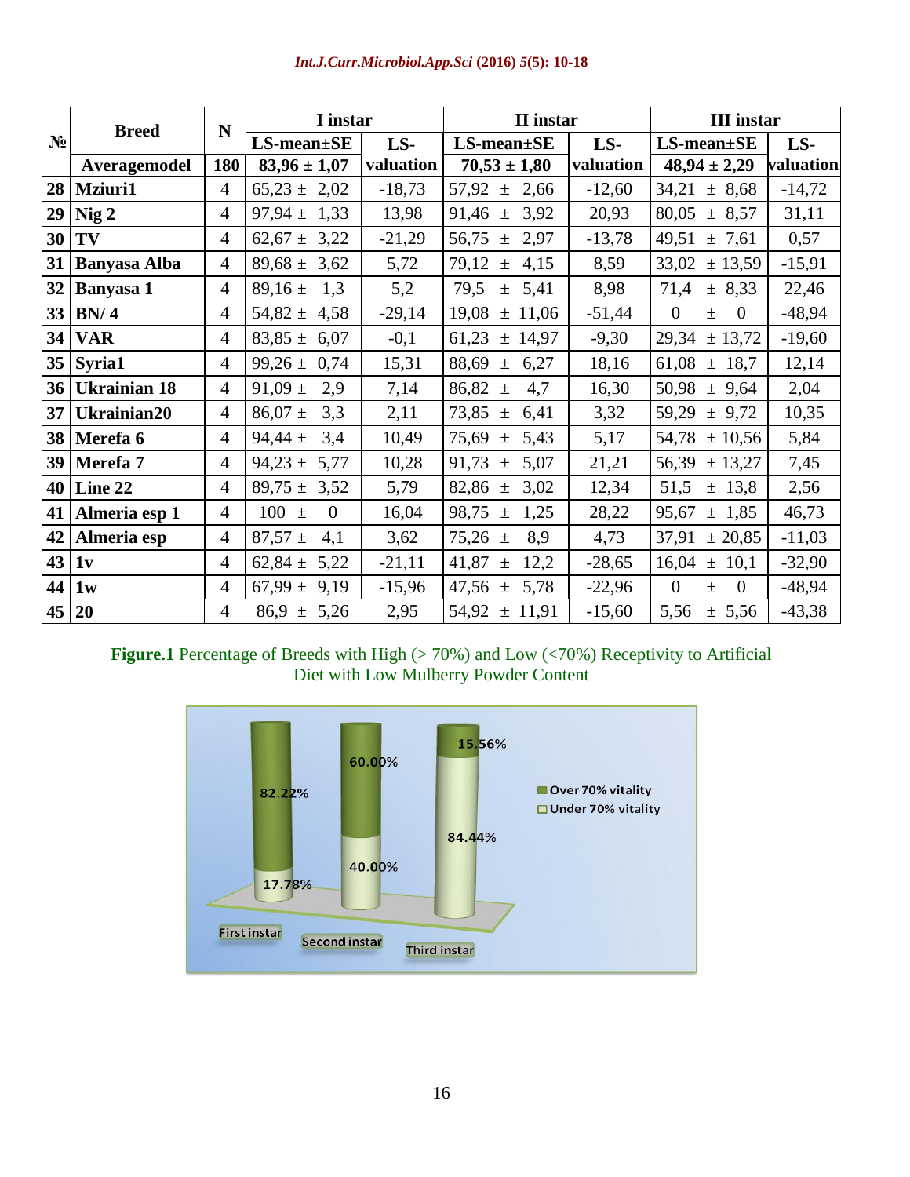| № | Breed | N | I instar | | II instar | | III instar | |
|---|---|---|---|---|---|---|---|---|
| | | | LS-mean±SE | LS-valuation | LS-mean±SE | LS-valuation | LS-mean±SE | LS-valuation |
| | Averagemodel | 180 | 83,96 ± 1,07 | | 70,53 ± 1,80 | | 48,94 ± 2,29 | |
| 28 | Mziuri1 | 4 | 65,23 ± 2,02 | -18,73 | 57,92 ± 2,66 | -12,60 | 34,21 ± 8,68 | -14,72 |
| 29 | Nig 2 | 4 | 97,94 ± 1,33 | 13,98 | 91,46 ± 3,92 | 20,93 | 80,05 ± 8,57 | 31,11 |
| 30 | TV | 4 | 62,67 ± 3,22 | -21,29 | 56,75 ± 2,97 | -13,78 | 49,51 ± 7,61 | 0,57 |
| 31 | Banyasa Alba | 4 | 89,68 ± 3,62 | 5,72 | 79,12 ± 4,15 | 8,59 | 33,02 ± 13,59 | -15,91 |
| 32 | Banyasa 1 | 4 | 89,16 ± 1,3 | 5,2 | 79,5 ± 5,41 | 8,98 | 71,4 ± 8,33 | 22,46 |
| 33 | BN/ 4 | 4 | 54,82 ± 4,58 | -29,14 | 19,08 ± 11,06 | -51,44 | 0 ± 0 | -48,94 |
| 34 | VAR | 4 | 83,85 ± 6,07 | -0,1 | 61,23 ± 14,97 | -9,30 | 29,34 ± 13,72 | -19,60 |
| 35 | Syria1 | 4 | 99,26 ± 0,74 | 15,31 | 88,69 ± 6,27 | 18,16 | 61,08 ± 18,7 | 12,14 |
| 36 | Ukrainian 18 | 4 | 91,09 ± 2,9 | 7,14 | 86,82 ± 4,7 | 16,30 | 50,98 ± 9,64 | 2,04 |
| 37 | Ukrainian20 | 4 | 86,07 ± 3,3 | 2,11 | 73,85 ± 6,41 | 3,32 | 59,29 ± 9,72 | 10,35 |
| 38 | Merefa 6 | 4 | 94,44 ± 3,4 | 10,49 | 75,69 ± 5,43 | 5,17 | 54,78 ± 10,56 | 5,84 |
| 39 | Merefa 7 | 4 | 94,23 ± 5,77 | 10,28 | 91,73 ± 5,07 | 21,21 | 56,39 ± 13,27 | 7,45 |
| 40 | Line 22 | 4 | 89,75 ± 3,52 | 5,79 | 82,86 ± 3,02 | 12,34 | 51,5 ± 13,8 | 2,56 |
| 41 | Almeria esp 1 | 4 | 100 ± 0 | 16,04 | 98,75 ± 1,25 | 28,22 | 95,67 ± 1,85 | 46,73 |
| 42 | Almeria esp | 4 | 87,57 ± 4,1 | 3,62 | 75,26 ± 8,9 | 4,73 | 37,91 ± 20,85 | -11,03 |
| 43 | 1v | 4 | 62,84 ± 5,22 | -21,11 | 41,87 ± 12,2 | -28,65 | 16,04 ± 10,1 | -32,90 |
| 44 | 1w | 4 | 67,99 ± 9,19 | -15,96 | 47,56 ± 5,78 | -22,96 | 0 ± 0 | -48,94 |
| 45 | 20 | 4 | 86,9 ± 5,26 | 2,95 | 54,92 ± 11,91 | -15,60 | 5,56 ± 5,56 | -43,38 |

**Figure.1** Percentage of Breeds with High (> 70%) and Low (<70%) Receptivity to Artificial Diet with Low Mulberry Powder Content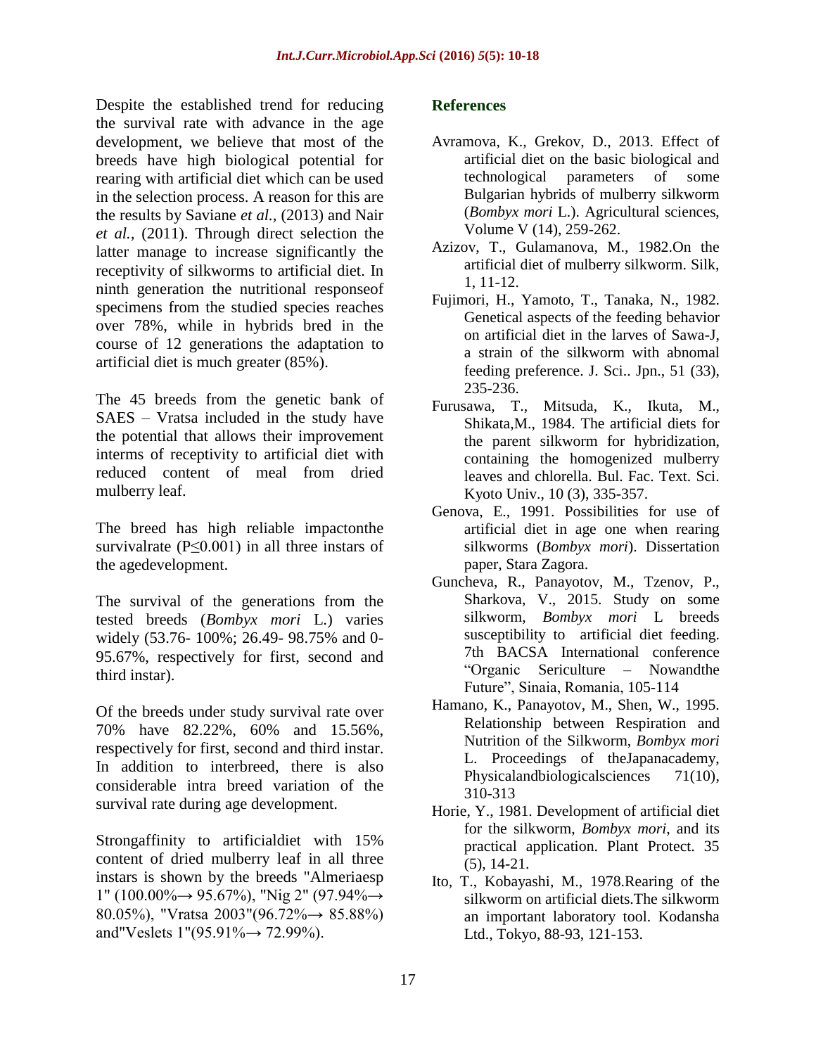Despite the established trend for reducing the survival rate with advance in the age development, we believe that most of the breeds have high biological potential for rearing with artificial diet which can be used in the selection process. A reason for this are the results by Saviane *et al.,* (2013) and Nair *et al.,* (2011). Through direct selection the latter manage to increase significantly the receptivity of silkworms to artificial diet. In ninth generation the nutritional responseof specimens from the studied species reaches over 78%, while in hybrids bred in the course of 12 generations the adaptation to artificial diet is much greater (85%).

The 45 breeds from the genetic bank of SAES – Vratsa included in the study have the potential that allows their improvement interms of receptivity to artificial diet with reduced content of meal from dried mulberry leaf.

The breed has high reliable impactonthe survivalrate ($P \leq 0.001$) in all three instars of the agedevelopment.

The survival of the generations from the tested breeds (*Bombyx mori* L.) varies widely (53.76- 100%; 26.49- 98.75% and 0-95.67%, respectively for first, second and third instar).

Of the breeds under study survival rate over 70% have 82.22%, 60% and 15.56%, respectively for first, second and third instar. In addition to interbreed, there is also considerable intra breed variation of the survival rate during age development.

Strongaffinity to artificialdiet with 15% content of dried mulberry leaf in all three instars is shown by the breeds "Almeriaesp 1" (100.00%→ 95.67%), "Nig 2" (97.94%→ 80.05%), "Vratsa 2003"(96.72%→ 85.88%) and"Veslets 1"(95.91%→ 72.99%).

## References

- Avramova, K., Grekov, D., 2013. Effect of artificial diet on the basic biological and technological parameters of some Bulgarian hybrids of mulberry silkworm (*Bombyx mori* L.). Agricultural sciences, Volume V (14), 259-262.
- Azizov, T., Gulamanova, M., 1982.On the artificial diet of mulberry silkworm. Silk, 1, 11-12.
- Fujimori, H., Yamoto, T., Tanaka, N., 1982. Genetical aspects of the feeding behavior on artificial diet in the larves of Sawa-J, a strain of the silkworm with abnomal feeding preference. J. Sci.. Jpn., 51 (33), 235-236.
- Furusawa, T., Mitsuda, K., Ikuta, M., Shikata,M., 1984. The artificial diets for the parent silkworm for hybridization, containing the homogenized mulberry leaves and chlorella. Bul. Fac. Text. Sci. Kyoto Univ., 10 (3), 335-357.
- Genova, E., 1991. Possibilities for use of artificial diet in age one when rearing silkworms (*Bombyx mori*). Dissertation paper, Stara Zagora.
- Guncheva, R., Panayotov, M., Tzenov, P., Sharkova, V., 2015. Study on some silkworm, *Bombyx mori* L breeds susceptibility to artificial diet feeding. 7th BACSA International conference “Organic Sericulture – Nowandthe Future”, Sinaia, Romania, 105-114
- Hamano, K., Panayotov, M., Shen, W., 1995. Relationship between Respiration and Nutrition of the Silkworm, *Bombyx mori* L. Proceedings of theJapanacademy, Physicalandbiologicalsciences 71(10), 310-313
- Horie, Y., 1981. Development of artificial diet for the silkworm, *Bombyx mori*, and its practical application. Plant Protect. 35 (5), 14-21.
- Ito, T., Kobayashi, M., 1978.Rearing of the silkworm on artificial diets.The silkworm an important laboratory tool. Kodansha Ltd., Tokyo, 88-93, 121-153.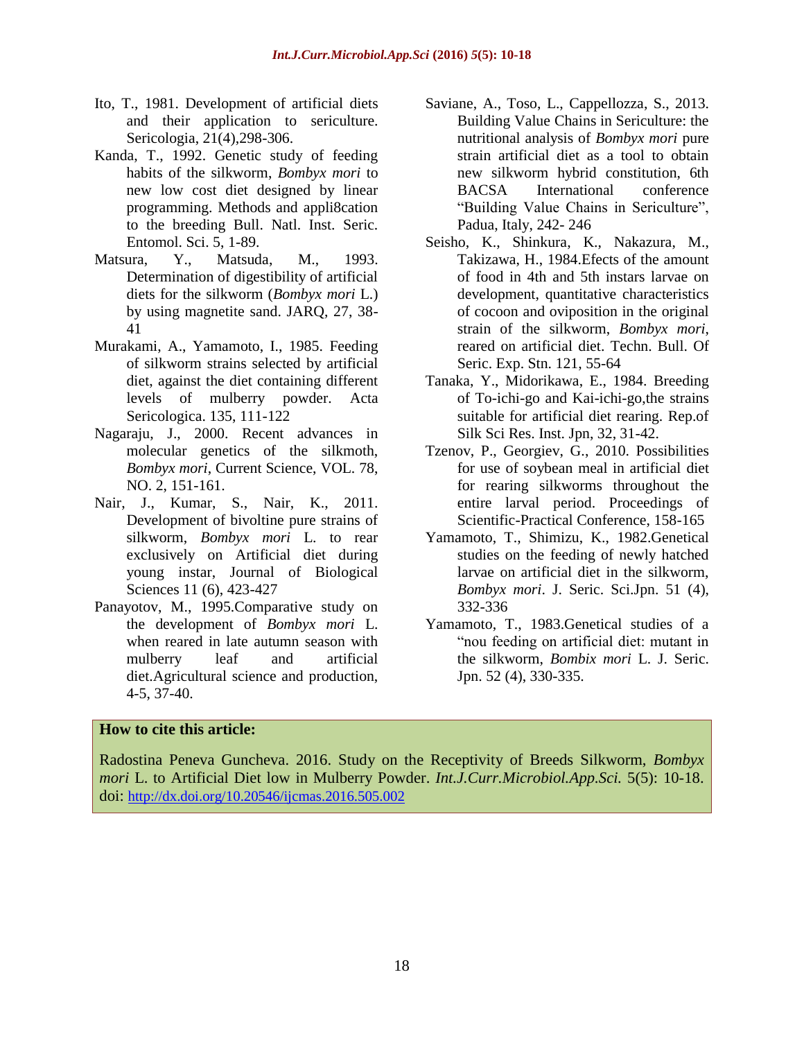Ito, T., 1981. Development of artificial diets and their application to sericulture. Sericologia, 21(4),298-306.

Kanda, T., 1992. Genetic study of feeding habits of the silkworm, *Bombyx mori* to new low cost diet designed by linear programming. Methods and appli8cation to the breeding Bull. Natl. Inst. Seric. Entomol. Sci. 5, 1-89.

Matsura, Y., Matsuda, M., 1993. Determination of digestibility of artificial diets for the silkworm (*Bombyx mori* L.) by using magnetite sand. JARQ, 27, 38-41

Murakami, A., Yamamoto, I., 1985. Feeding of silkworm strains selected by artificial diet, against the diet containing different levels of mulberry powder. Acta Sericologica. 135, 111-122

Nagaraju, J., 2000. Recent advances in molecular genetics of the silkmoth, *Bombyx mori*, Current Science, VOL. 78, NO. 2, 151-161.

Nair, J., Kumar, S., Nair, K., 2011. Development of bivoltine pure strains of silkworm, *Bombyx mori* L. to rear exclusively on Artificial diet during young instar, Journal of Biological Sciences 11 (6), 423-427

Panayotov, M., 1995.Comparative study on the development of *Bombyx mori* L. when reared in late autumn season with mulberry leaf and artificial diet.Agricultural science and production, 4-5, 37-40.

Saviane, A., Toso, L., Cappellozza, S., 2013. Building Value Chains in Sericulture: the nutritional analysis of *Bombyx mori* pure strain artificial diet as a tool to obtain new silkworm hybrid constitution, 6th BACSA International conference "Building Value Chains in Sericulture", Padua, Italy, 242- 246

Seisho, K., Shinkura, K., Nakazura, M., Takizawa, H., 1984.Efects of the amount of food in 4th and 5th instars larvae on development, quantitative characteristics of cocoon and oviposition in the original strain of the silkworm, *Bombyx mori*, reared on artificial diet. Techn. Bull. Of Seric. Exp. Stn. 121, 55-64

Tanaka, Y., Midorikawa, E., 1984. Breeding of To-ichi-go and Kai-ichi-go,the strains suitable for artificial diet rearing. Rep.of Silk Sci Res. Inst. Jpn, 32, 31-42.

Tzenov, P., Georgiev, G., 2010. Possibilities for use of soybean meal in artificial diet for rearing silkworms throughout the entire larval period. Proceedings of Scientific-Practical Conference, 158-165

Yamamoto, T., Shimizu, K., 1982.Genetical studies on the feeding of newly hatched larvae on artificial diet in the silkworm, *Bombyx mori*. J. Seric. Sci.Jpn. 51 (4), 332-336

Yamamoto, T., 1983.Genetical studies of a "nou feeding on artificial diet: mutant in the silkworm, *Bombix mori* L. J. Seric. Jpn. 52 (4), 330-335.

**How to cite this article:**

Radostina Peneva Guncheva. 2016. Study on the Receptivity of Breeds Silkworm, *Bombyx mori* L. to Artificial Diet low in Mulberry Powder. *Int.J.Curr.Microbiol.App.Sci.* 5(5): 10-18. doi: http://dx.doi.org/10.20546/ijcmas.2016.505.002